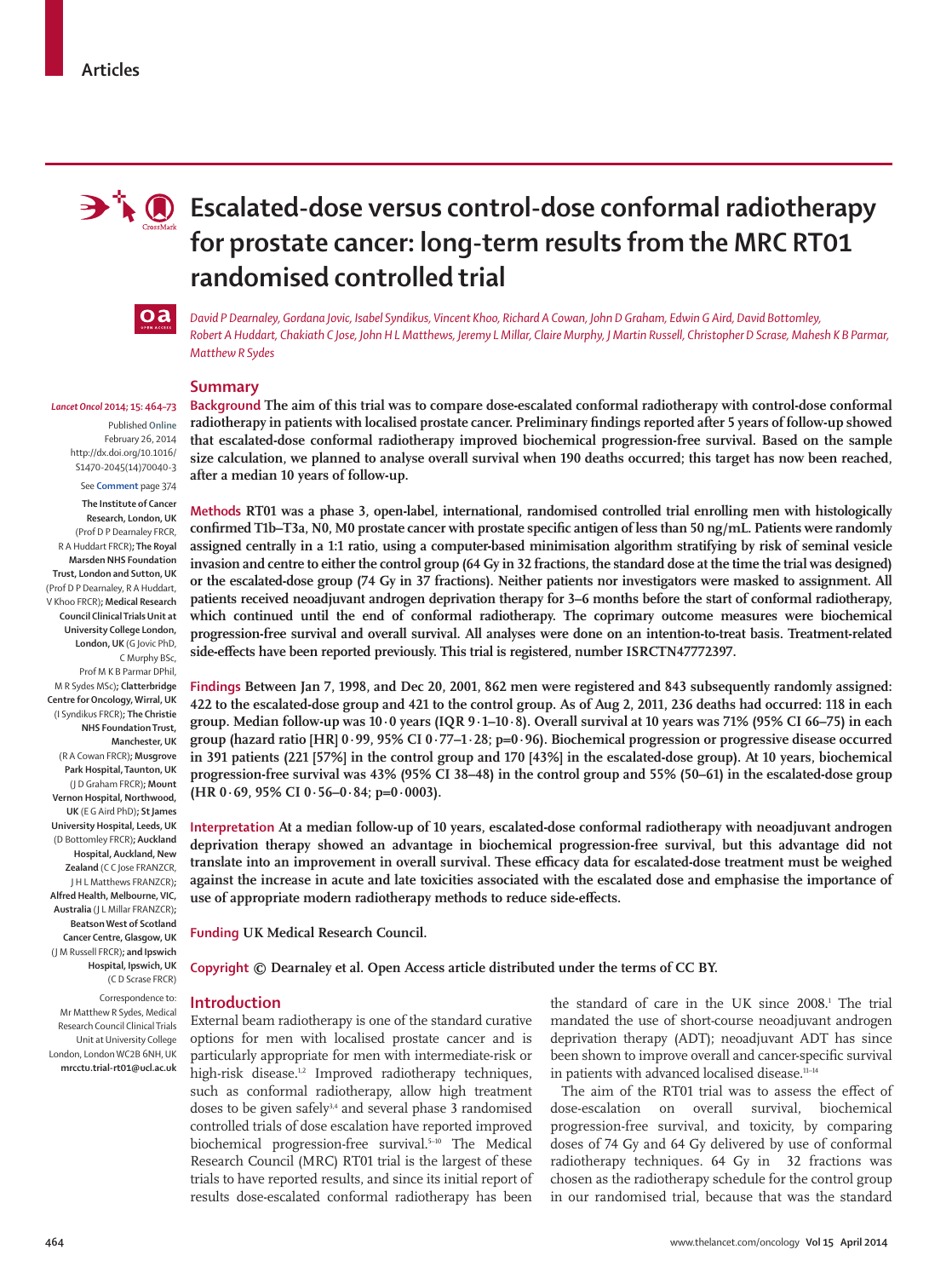# Escalated-dose versus control-dose conformal radiotherapy for prostate cancer: long-term results from the MRC RT01 randomised controlled trial

*David P Dearnaley, Gordana Jovic, Isabel Syndikus, Vincent Khoo, Richard A Cowan, John D Graham, Edwin G Aird, David Bottomley, Robert A Huddart, Chakiath C Jose, John H L Matthews, Jeremy L Millar, Claire Murphy, J Martin Russell, Christopher D Scrase, Mahesh K B Parmar, Matthew R Sydes*

*Lancet Oncol* 2014; 15: 464–73

Published **Online** February 26, 2014 http://dx.doi.org/10.1016/S1470-2045(14)70040-3

See **Comment** page 374

**The Institute of Cancer Research, London, UK** (Prof D P Dearnaley FRCR, R A Huddart FRCR); **The Royal Marsden NHS Foundation Trust, London and Sutton, UK** (Prof D P Dearnaley, R A Huddart, V Khoo FRCR); **Medical Research Council Clinical Trials Unit at University College London, London, UK** (G Jovic PhD, C Murphy BSc, Prof M K B Parmar DPhil, M R Sydes MSc); **Clatterbridge Centre for Oncology, Wirral, UK** (I Syndikus FRCR); **The Christie NHS Foundation Trust, Manchester, UK** (R A Cowan FRCR); **Musgrove Park Hospital, Taunton, UK** (J D Graham FRCR); **Mount Vernon Hospital, Northwood, UK** (E G Aird PhD); **St James University Hospital, Leeds, UK** (D Bottomley FRCR); **Auckland Hospital, Auckland, New Zealand** (C C Jose FRANZCR, J H L Matthews FRANZCR); **Alfred Health, Melbourne, VIC, Australia** (J L Millar FRANZCR); **Beatson West of Scotland Cancer Centre, Glasgow, UK** (J M Russell FRCR); **and Ipswich Hospital, Ipswich, UK** (C D Scrase FRCR)

Correspondence to: Mr Matthew R Sydes, Medical Research Council Clinical Trials Unit at University College London, London WC2B 6NH, UK **mrcctu.trial-rt01@ucl.ac.uk**

## Summary

**Background** The aim of this trial was to compare dose-escalated conformal radiotherapy with control-dose conformal radiotherapy in patients with localised prostate cancer. Preliminary findings reported after 5 years of follow-up showed that escalated-dose conformal radiotherapy improved biochemical progression-free survival. Based on the sample size calculation, we planned to analyse overall survival when 190 deaths occurred; this target has now been reached, after a median 10 years of follow-up.

**Methods** RT01 was a phase 3, open-label, international, randomised controlled trial enrolling men with histologically confirmed T1b–T3a, N0, M0 prostate cancer with prostate specific antigen of less than 50 ng/mL. Patients were randomly assigned centrally in a 1:1 ratio, using a computer-based minimisation algorithm stratifying by risk of seminal vesicle invasion and centre to either the control group (64 Gy in 32 fractions, the standard dose at the time the trial was designed) or the escalated-dose group (74 Gy in 37 fractions). Neither patients nor investigators were masked to assignment. All patients received neoadjuvant androgen deprivation therapy for 3–6 months before the start of conformal radiotherapy, which continued until the end of conformal radiotherapy. The coprimary outcome measures were biochemical progression-free survival and overall survival. All analyses were done on an intention-to-treat basis. Treatment-related side-effects have been reported previously. This trial is registered, number ISRCTN47772397.

**Findings** Between Jan 7, 1998, and Dec 20, 2001, 862 men were registered and 843 subsequently randomly assigned: 422 to the escalated-dose group and 421 to the control group. As of Aug 2, 2011, 236 deaths had occurred: 118 in each group. Median follow-up was 10·0 years (IQR 9·1–10·8). Overall survival at 10 years was 71% (95% CI 66–75) in each group (hazard ratio [HR] 0·99, 95% CI 0·77–1·28; p=0·96). Biochemical progression or progressive disease occurred in 391 patients (221 [57%] in the control group and 170 [43%] in the escalated-dose group). At 10 years, biochemical progression-free survival was 43% (95% CI 38–48) in the control group and 55% (50–61) in the escalated-dose group (HR 0·69, 95% CI 0·56–0·84; p=0·0003).

**Interpretation** At a median follow-up of 10 years, escalated-dose conformal radiotherapy with neoadjuvant androgen deprivation therapy showed an advantage in biochemical progression-free survival, but this advantage did not translate into an improvement in overall survival. These efficacy data for escalated-dose treatment must be weighed against the increase in acute and late toxicities associated with the escalated dose and emphasise the importance of use of appropriate modern radiotherapy methods to reduce side-effects.

**Funding** UK Medical Research Council.

**Copyright** © Dearnaley et al. Open Access article distributed under the terms of CC BY.

## Introduction

External beam radiotherapy is one of the standard curative options for men with localised prostate cancer and is particularly appropriate for men with intermediate-risk or high-risk disease.[1,2] Improved radiotherapy techniques, such as conformal radiotherapy, allow high treatment doses to be given safely[3,4] and several phase 3 randomised controlled trials of dose escalation have reported improved biochemical progression-free survival.[5–10] The Medical Research Council (MRC) RT01 trial is the largest of these trials to have reported results, and since its initial report of results dose-escalated conformal radiotherapy has been the standard of care in the UK since 2008.[1] The trial mandated the use of short-course neoadjuvant androgen deprivation therapy (ADT); neoadjuvant ADT has since been shown to improve overall and cancer-specific survival in patients with advanced localised disease.[11–14]

The aim of the RT01 trial was to assess the effect of dose-escalation on overall survival, biochemical progression-free survival, and toxicity, by comparing doses of 74 Gy and 64 Gy delivered by use of conformal radiotherapy techniques. 64 Gy in 32 fractions was chosen as the radiotherapy schedule for the control group in our randomised trial, because that was the standard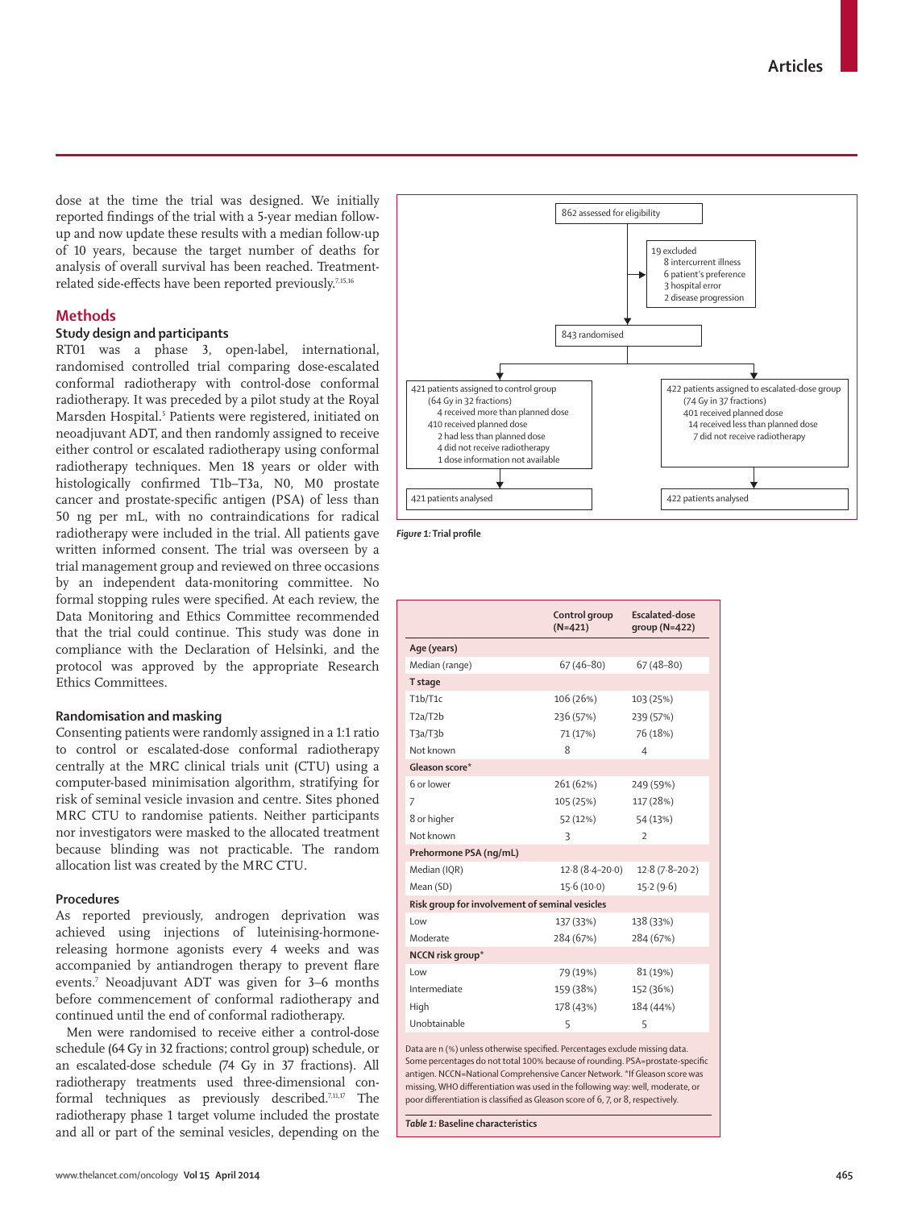dose at the time the trial was designed. We initially reported findings of the trial with a 5-year median follow-up and now update these results with a median follow-up of 10 years, because the target number of deaths for analysis of overall survival has been reached. Treatment-related side-effects have been reported previously.[7,15,16]

## Methods

### Study design and participants

RT01 was a phase 3, open-label, international, randomised controlled trial comparing dose-escalated conformal radiotherapy with control-dose conformal radiotherapy. It was preceded by a pilot study at the Royal Marsden Hospital.[5] Patients were registered, initiated on neoadjuvant ADT, and then randomly assigned to receive either control or escalated radiotherapy using conformal radiotherapy techniques. Men 18 years or older with histologically confirmed T1b–T3a, N0, M0 prostate cancer and prostate-specific antigen (PSA) of less than 50 ng per mL, with no contraindications for radical radiotherapy were included in the trial. All patients gave written informed consent. The trial was overseen by a trial management group and reviewed on three occasions by an independent data-monitoring committee. No formal stopping rules were specified. At each review, the Data Monitoring and Ethics Committee recommended that the trial could continue. This study was done in compliance with the Declaration of Helsinki, and the protocol was approved by the appropriate Research Ethics Committees.

### Randomisation and masking

Consenting patients were randomly assigned in a 1:1 ratio to control or escalated-dose conformal radiotherapy centrally at the MRC clinical trials unit (CTU) using a computer-based minimisation algorithm, stratifying for risk of seminal vesicle invasion and centre. Sites phoned MRC CTU to randomise patients. Neither participants nor investigators were masked to the allocated treatment because blinding was not practicable. The random allocation list was created by the MRC CTU.

### Procedures

As reported previously, androgen deprivation was achieved using injections of luteinising-hormone-releasing hormone agonists every 4 weeks and was accompanied by antiandrogen therapy to prevent flare events.[7] Neoadjuvant ADT was given for 3–6 months before commencement of conformal radiotherapy and continued until the end of conformal radiotherapy.

Men were randomised to receive either a control-dose schedule (64 Gy in 32 fractions; control group) schedule, or an escalated-dose schedule (74 Gy in 37 fractions). All radiotherapy treatments used three-dimensional conformal techniques as previously described.[7,11,17] The radiotherapy phase 1 target volume included the prostate and all or part of the seminal vesicles, depending on the

862 assessed for eligibility

19 excluded
- 8 intercurrent illness
- 6 patient's preference
- 3 hospital error
- 2 disease progression

843 randomised

421 patients assigned to control group (64 Gy in 32 fractions)
- 4 received more than planned dose
- 410 received planned dose
- 2 had less than planned dose
- 4 did not receive radiotherapy
- 1 dose information not available

422 patients assigned to escalated-dose group (74 Gy in 37 fractions)
- 401 received planned dose
- 14 received less than planned dose
- 7 did not receive radiotherapy

421 patients analysed

422 patients analysed

*Figure 1:* Trial profile

| | Control group (N=421) | Escalated-dose group (N=422) |
|---|---|---|
| **Age (years)** | | |
| Median (range) | 67 (46–80) | 67 (48–80) |
| **T stage** | | |
| T1b/T1c | 106 (26%) | 103 (25%) |
| T2a/T2b | 236 (57%) | 239 (57%) |
| T3a/T3b | 71 (17%) | 76 (18%) |
| Not known | 8 | 4 |
| **Gleason score*** | | |
| 6 or lower | 261 (62%) | 249 (59%) |
| 7 | 105 (25%) | 117 (28%) |
| 8 or higher | 52 (12%) | 54 (13%) |
| Not known | 3 | 2 |
| **Prehormone PSA (ng/mL)** | | |
| Median (IQR) | 12·8 (8·4–20·0) | 12·8 (7·8–20·2) |
| Mean (SD) | 15·6 (10·0) | 15·2 (9·6) |
| **Risk group for involvement of seminal vesicles** | | |
| Low | 137 (33%) | 138 (33%) |
| Moderate | 284 (67%) | 284 (67%) |
| **NCCN risk group*** | | |
| Low | 79 (19%) | 81 (19%) |
| Intermediate | 159 (38%) | 152 (36%) |
| High | 178 (43%) | 184 (44%) |
| Unobtainable | 5 | 5 |

Data are n (%) unless otherwise specified. Percentages exclude missing data. Some percentages do not total 100% because of rounding. PSA=prostate-specific antigen. NCCN=National Comprehensive Cancer Network. *If Gleason score was missing, WHO differentiation was used in the following way: well, moderate, or poor differentiation is classified as Gleason score of 6, 7, or 8, respectively.

*Table 1:* Baseline characteristics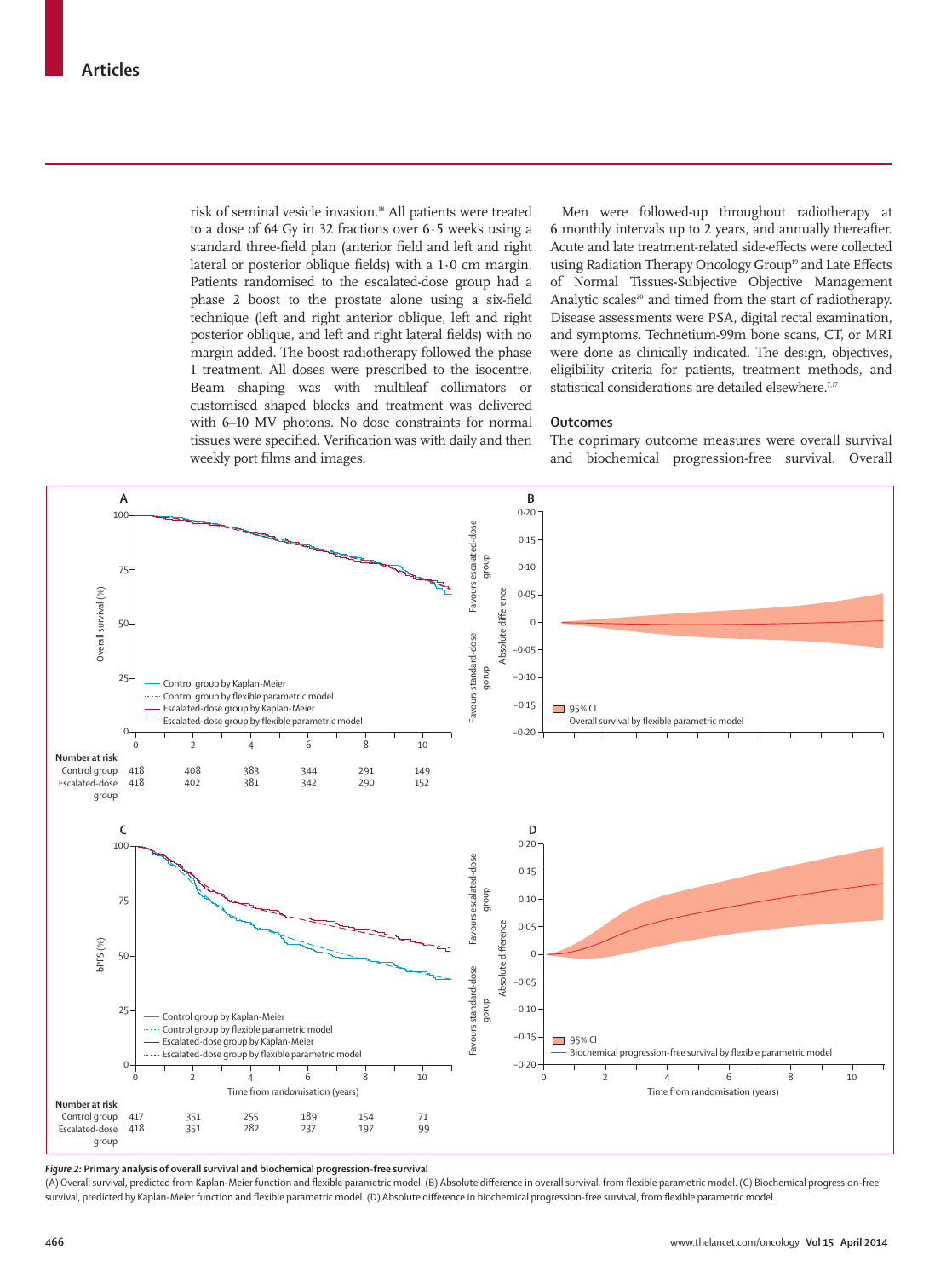risk of seminal vesicle invasion.[18] All patients were treated to a dose of 64 Gy in 32 fractions over 6·5 weeks using a standard three-field plan (anterior field and left and right lateral or posterior oblique fields) with a 1·0 cm margin. Patients randomised to the escalated-dose group had a phase 2 boost to the prostate alone using a six-field technique (left and right anterior oblique, left and right posterior oblique, and left and right lateral fields) with no margin added. The boost radiotherapy followed the phase 1 treatment. All doses were prescribed to the isocentre. Beam shaping was with multileaf collimators or customised shaped blocks and treatment was delivered with 6–10 MV photons. No dose constraints for normal tissues were specified. Verification was with daily and then weekly port films and images.

Men were followed-up throughout radiotherapy at 6 monthly intervals up to 2 years, and annually thereafter. Acute and late treatment-related side-effects were collected using Radiation Therapy Oncology Group[19] and Late Effects of Normal Tissues-Subjective Objective Management Analytic scales[20] and timed from the start of radiotherapy. Disease assessments were PSA, digital rectal examination, and symptoms. Technetium-99m bone scans, CT, or MRI were done as clinically indicated. The design, objectives, eligibility criteria for patients, treatment methods, and statistical considerations are detailed elsewhere.[7,17]

## Outcomes

The coprimary outcome measures were overall survival and biochemical progression-free survival. Overall

**Number at risk (A)**

| | 0 | 2 | 4 | 6 | 8 | 10 |
|---|---|---|---|---|---|---|
| Control group | 418 | 408 | 383 | 344 | 291 | 149 |
| Escalated-dose group | 418 | 402 | 381 | 342 | 290 | 152 |

**Number at risk (C)**

| | 0 | 2 | 4 | 6 | 8 | 10 |
|---|---|---|---|---|---|---|
| Control group | 417 | 351 | 255 | 189 | 154 | 71 |
| Escalated-dose group | 418 | 351 | 282 | 237 | 197 | 99 |

***Figure 2:*** **Primary analysis of overall survival and biochemical progression-free survival**
(A) Overall survival, predicted from Kaplan-Meier function and flexible parametric model. (B) Absolute difference in overall survival, from flexible parametric model. (C) Biochemical progression-free survival, predicted by Kaplan-Meier function and flexible parametric model. (D) Absolute difference in biochemical progression-free survival, from flexible parametric model.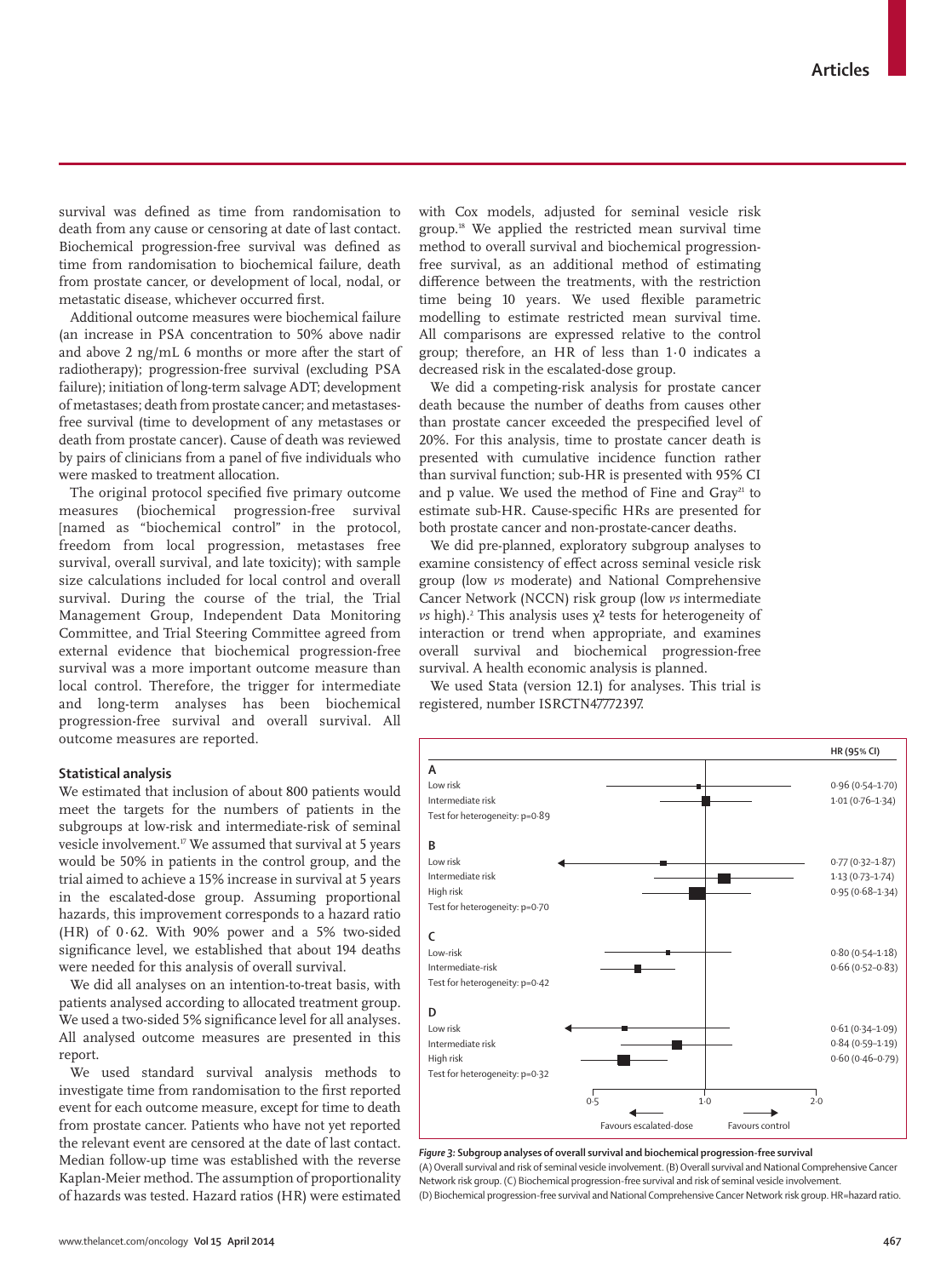survival was defined as time from randomisation to death from any cause or censoring at date of last contact. Biochemical progression-free survival was defined as time from randomisation to biochemical failure, death from prostate cancer, or development of local, nodal, or metastatic disease, whichever occurred first.

Additional outcome measures were biochemical failure (an increase in PSA concentration to 50% above nadir and above 2 ng/mL 6 months or more after the start of radiotherapy); progression-free survival (excluding PSA failure); initiation of long-term salvage ADT; development of metastases; death from prostate cancer; and metastases-free survival (time to development of any metastases or death from prostate cancer). Cause of death was reviewed by pairs of clinicians from a panel of five individuals who were masked to treatment allocation.

The original protocol specified five primary outcome measures (biochemical progression-free survival [named as "biochemical control" in the protocol, freedom from local progression, metastases free survival, overall survival, and late toxicity); with sample size calculations included for local control and overall survival. During the course of the trial, the Trial Management Group, Independent Data Monitoring Committee, and Trial Steering Committee agreed from external evidence that biochemical progression-free survival was a more important outcome measure than local control. Therefore, the trigger for intermediate and long-term analyses has been biochemical progression-free survival and overall survival. All outcome measures are reported.

### Statistical analysis

We estimated that inclusion of about 800 patients would meet the targets for the numbers of patients in the subgroups at low-risk and intermediate-risk of seminal vesicle involvement.[17] We assumed that survival at 5 years would be 50% in patients in the control group, and the trial aimed to achieve a 15% increase in survival at 5 years in the escalated-dose group. Assuming proportional hazards, this improvement corresponds to a hazard ratio (HR) of 0·62. With 90% power and a 5% two-sided significance level, we established that about 194 deaths were needed for this analysis of overall survival.

We did all analyses on an intention-to-treat basis, with patients analysed according to allocated treatment group. We used a two-sided 5% significance level for all analyses. All analysed outcome measures are presented in this report.

We used standard survival analysis methods to investigate time from randomisation to the first reported event for each outcome measure, except for time to death from prostate cancer. Patients who have not yet reported the relevant event are censored at the date of last contact. Median follow-up time was established with the reverse Kaplan-Meier method. The assumption of proportionality of hazards was tested. Hazard ratios (HR) were estimated with Cox models, adjusted for seminal vesicle risk group.[18] We applied the restricted mean survival time method to overall survival and biochemical progression-free survival, as an additional method of estimating difference between the treatments, with the restriction time being 10 years. We used flexible parametric modelling to estimate restricted mean survival time. All comparisons are expressed relative to the control group; therefore, an HR of less than 1·0 indicates a decreased risk in the escalated-dose group.

We did a competing-risk analysis for prostate cancer death because the number of deaths from causes other than prostate cancer exceeded the prespecified level of 20%. For this analysis, time to prostate cancer death is presented with cumulative incidence function rather than survival function; sub-HR is presented with 95% CI and p value. We used the method of Fine and Gray[21] to estimate sub-HR. Cause-specific HRs are presented for both prostate cancer and non-prostate-cancer deaths.

We did pre-planned, exploratory subgroup analyses to examine consistency of effect across seminal vesicle risk group (low *vs* moderate) and National Comprehensive Cancer Network (NCCN) risk group (low *vs* intermediate *vs* high).[2] This analysis uses $\chi^2$ tests for heterogeneity of interaction or trend when appropriate, and examines overall survival and biochemical progression-free survival. A health economic analysis is planned.

We used Stata (version 12.1) for analyses. This trial is registered, number ISRCTN47772397.

| | HR (95% CI) |
|---|---|
| **A** | |
| Low risk | 0·96 (0·54–1·70) |
| Intermediate risk | 1·01 (0·76–1·34) |
| Test for heterogeneity: p=0·89 | |
| **B** | |
| Low risk | 0·77 (0·32–1·87) |
| Intermediate risk | 1·13 (0·73–1·74) |
| High risk | 0·95 (0·68–1·34) |
| Test for heterogeneity: p=0·70 | |
| **C** | |
| Low-risk | 0·80 (0·54–1·18) |
| Intermediate-risk | 0·66 (0·52–0·83) |
| Test for heterogeneity: p=0·42 | |
| **D** | |
| Low risk | 0·61 (0·34–1·09) |
| Intermediate risk | 0·84 (0·59–1·19) |
| High risk | 0·60 (0·46–0·79) |
| Test for heterogeneity: p=0·32 | |

0·5 — 1·0 — 2·0; ← Favours escalated-dose | Favours control →

*Figure 3:* **Subgroup analyses of overall survival and biochemical progression-free survival**
(A) Overall survival and risk of seminal vesicle involvement. (B) Overall survival and National Comprehensive Cancer Network risk group. (C) Biochemical progression-free survival and risk of seminal vesicle involvement. (D) Biochemical progression-free survival and National Comprehensive Cancer Network risk group. HR=hazard ratio.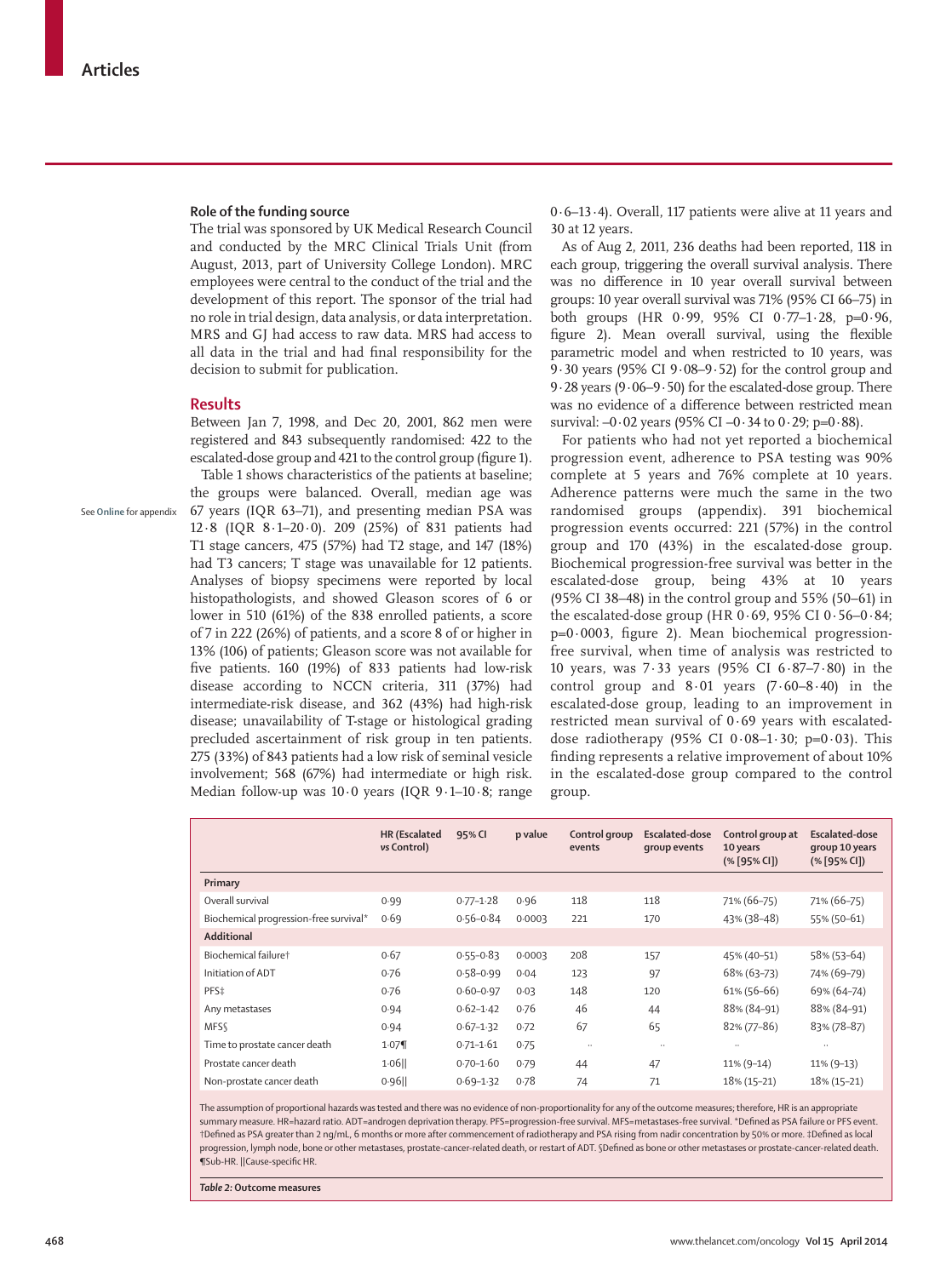## Role of the funding source

The trial was sponsored by UK Medical Research Council and conducted by the MRC Clinical Trials Unit (from August, 2013, part of University College London). MRC employees were central to the conduct of the trial and the development of this report. The sponsor of the trial had no role in trial design, data analysis, or data interpretation. MRS and GJ had access to raw data. MRS had access to all data in the trial and had final responsibility for the decision to submit for publication.

## Results

Between Jan 7, 1998, and Dec 20, 2001, 862 men were registered and 843 subsequently randomised: 422 to the escalated-dose group and 421 to the control group (figure 1).

Table 1 shows characteristics of the patients at baseline; the groups were balanced. Overall, median age was 67 years (IQR 63–71), and presenting median PSA was 12·8 (IQR 8·1–20·0). 209 (25%) of 831 patients had T1 stage cancers, 475 (57%) had T2 stage, and 147 (18%) had T3 cancers; T stage was unavailable for 12 patients. Analyses of biopsy specimens were reported by local histopathologists, and showed Gleason scores of 6 or lower in 510 (61%) of the 838 enrolled patients, a score of 7 in 222 (26%) of patients, and a score 8 of or higher in 13% (106) of patients; Gleason score was not available for five patients. 160 (19%) of 833 patients had low-risk disease according to NCCN criteria, 311 (37%) had intermediate-risk disease, and 362 (43%) had high-risk disease; unavailability of T-stage or histological grading precluded ascertainment of risk group in ten patients. 275 (33%) of 843 patients had a low risk of seminal vesicle involvement; 568 (67%) had intermediate or high risk. Median follow-up was 10·0 years (IQR 9·1–10·8; range 0·6–13·4). Overall, 117 patients were alive at 11 years and 30 at 12 years.

See Online for appendix

As of Aug 2, 2011, 236 deaths had been reported, 118 in each group, triggering the overall survival analysis. There was no difference in 10 year overall survival between groups: 10 year overall survival was 71% (95% CI 66–75) in both groups (HR 0·99, 95% CI 0·77–1·28, p=0·96, figure 2). Mean overall survival, using the flexible parametric model and when restricted to 10 years, was 9·30 years (95% CI 9·08–9·52) for the control group and 9·28 years (9·06–9·50) for the escalated-dose group. There was no evidence of a difference between restricted mean survival: –0·02 years (95% CI –0·34 to 0·29; p=0·88).

For patients who had not yet reported a biochemical progression event, adherence to PSA testing was 90% complete at 5 years and 76% complete at 10 years. Adherence patterns were much the same in the two randomised groups (appendix). 391 biochemical progression events occurred: 221 (57%) in the control group and 170 (43%) in the escalated-dose group. Biochemical progression-free survival was better in the escalated-dose group, being 43% at 10 years (95% CI 38–48) in the control group and 55% (50–61) in the escalated-dose group (HR 0·69, 95% CI 0·56–0·84; p=0·0003, figure 2). Mean biochemical progression-free survival, when time of analysis was restricted to 10 years, was 7·33 years (95% CI 6·87–7·80) in the control group and 8·01 years (7·60–8·40) in the escalated-dose group, leading to an improvement in restricted mean survival of 0·69 years with escalated-dose radiotherapy (95% CI 0·08–1·30; p=0·03). This finding represents a relative improvement of about 10% in the escalated-dose group compared to the control group.

| | HR (Escalated *vs* Control) | 95% CI | p value | Control group events | Escalated-dose group events | Control group at 10 years (% [95% CI]) | Escalated-dose group 10 years (% [95% CI]) |
|---|---|---|---|---|---|---|---|
| **Primary** | | | | | | | |
| Overall survival | 0·99 | 0·77–1·28 | 0·96 | 118 | 118 | 71% (66–75) | 71% (66–75) |
| Biochemical progression-free survival* | 0·69 | 0·56–0·84 | 0·0003 | 221 | 170 | 43% (38–48) | 55% (50–61) |
| **Additional** | | | | | | | |
| Biochemical failure† | 0·67 | 0·55–0·83 | 0·0003 | 208 | 157 | 45% (40–51) | 58% (53–64) |
| Initiation of ADT | 0·76 | 0·58–0·99 | 0·04 | 123 | 97 | 68% (63–73) | 74% (69–79) |
| PFS‡ | 0·76 | 0·60–0·97 | 0·03 | 148 | 120 | 61% (56–66) | 69% (64–74) |
| Any metastases | 0·94 | 0·62–1·42 | 0·76 | 46 | 44 | 88% (84–91) | 88% (84–91) |
| MFS§ | 0·94 | 0·67–1·32 | 0·72 | 67 | 65 | 82% (77–86) | 83% (78–87) |
| Time to prostate cancer death | 1·07¶ | 0·71–1·61 | 0·75 | .. | .. | .. | .. |
| Prostate cancer death | 1·06‖ | 0·70–1·60 | 0·79 | 44 | 47 | 11% (9–14) | 11% (9–13) |
| Non-prostate cancer death | 0·96‖ | 0·69–1·32 | 0·78 | 74 | 71 | 18% (15–21) | 18% (15–21) |

The assumption of proportional hazards was tested and there was no evidence of non-proportionality for any of the outcome measures; therefore, HR is an appropriate summary measure. HR=hazard ratio. ADT=androgen deprivation therapy. PFS=progression-free survival. MFS=metastases-free survival. *Defined as PSA failure or PFS event. †Defined as PSA greater than 2 ng/mL, 6 months or more after commencement of radiotherapy and PSA rising from nadir concentration by 50% or more. ‡Defined as local progression, lymph node, bone or other metastases, prostate-cancer-related death, or restart of ADT. §Defined as bone or other metastases or prostate-cancer-related death. ¶Sub-HR. ‖Cause-specific HR.

*Table 2:* **Outcome measures**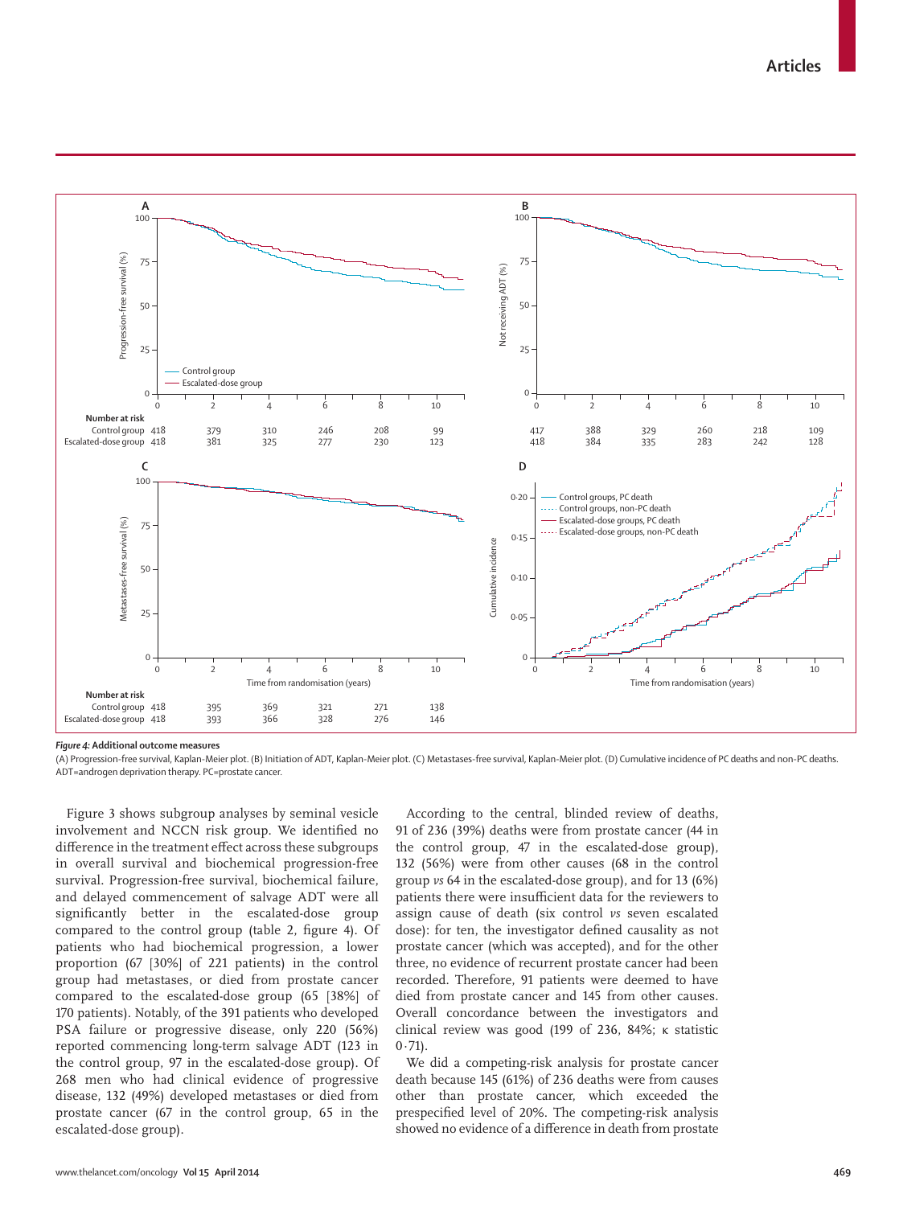Figure 4: **Additional outcome measures**

(A) Progression-free survival, Kaplan-Meier plot. (B) Initiation of ADT, Kaplan-Meier plot. (C) Metastases-free survival, Kaplan-Meier plot. (D) Cumulative incidence of PC deaths and non-PC deaths. ADT=androgen deprivation therapy. PC=prostate cancer.

Figure 3 shows subgroup analyses by seminal vesicle involvement and NCCN risk group. We identified no difference in the treatment effect across these subgroups in overall survival and biochemical progression-free survival. Progression-free survival, biochemical failure, and delayed commencement of salvage ADT were all significantly better in the escalated-dose group compared to the control group (table 2, figure 4). Of patients who had biochemical progression, a lower proportion (67 [30%] of 221 patients) in the control group had metastases, or died from prostate cancer compared to the escalated-dose group (65 [38%] of 170 patients). Notably, of the 391 patients who developed PSA failure or progressive disease, only 220 (56%) reported commencing long-term salvage ADT (123 in the control group, 97 in the escalated-dose group). Of 268 men who had clinical evidence of progressive disease, 132 (49%) developed metastases or died from prostate cancer (67 in the control group, 65 in the escalated-dose group).

According to the central, blinded review of deaths, 91 of 236 (39%) deaths were from prostate cancer (44 in the control group, 47 in the escalated-dose group), 132 (56%) were from other causes (68 in the control group *vs* 64 in the escalated-dose group), and for 13 (6%) patients there were insufficient data for the reviewers to assign cause of death (six control *vs* seven escalated dose): for ten, the investigator defined causality as not prostate cancer (which was accepted), and for the other three, no evidence of recurrent prostate cancer had been recorded. Therefore, 91 patients were deemed to have died from prostate cancer and 145 from other causes. Overall concordance between the investigators and clinical review was good (199 of 236, 84%; κ statistic 0·71).

We did a competing-risk analysis for prostate cancer death because 145 (61%) of 236 deaths were from causes other than prostate cancer, which exceeded the prespecified level of 20%. The competing-risk analysis showed no evidence of a difference in death from prostate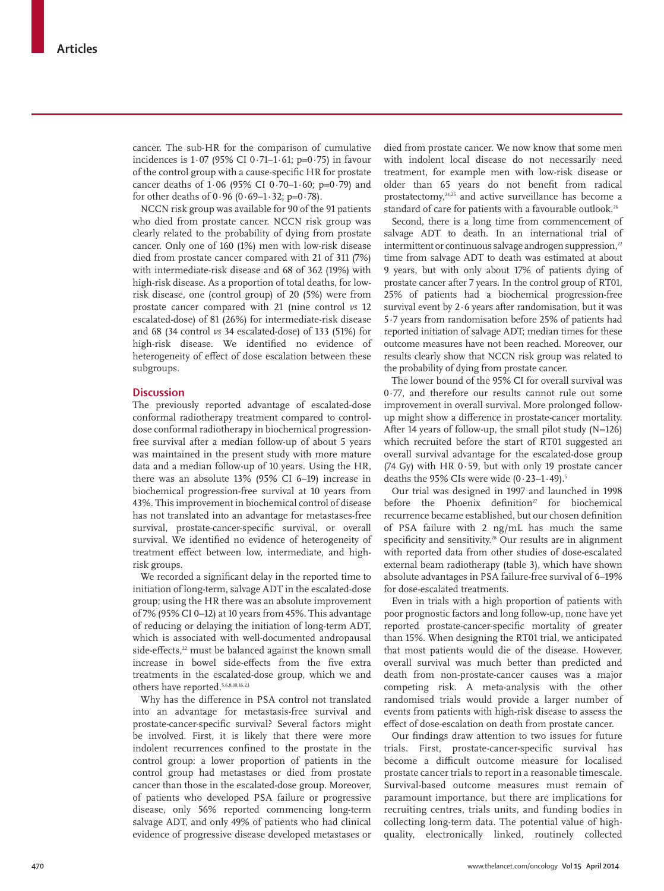cancer. The sub-HR for the comparison of cumulative incidences is 1·07 (95% CI 0·71–1·61; p=0·75) in favour of the control group with a cause-specific HR for prostate cancer deaths of 1·06 (95% CI 0·70–1·60; p=0·79) and for other deaths of 0·96 (0·69–1·32; p=0·78).

NCCN risk group was available for 90 of the 91 patients who died from prostate cancer. NCCN risk group was clearly related to the probability of dying from prostate cancer. Only one of 160 (1%) men with low-risk disease died from prostate cancer compared with 21 of 311 (7%) with intermediate-risk disease and 68 of 362 (19%) with high-risk disease. As a proportion of total deaths, for low-risk disease, one (control group) of 20 (5%) were from prostate cancer compared with 21 (nine control *vs* 12 escalated-dose) of 81 (26%) for intermediate-risk disease and 68 (34 control *vs* 34 escalated-dose) of 133 (51%) for high-risk disease. We identified no evidence of heterogeneity of effect of dose escalation between these subgroups.

## Discussion

The previously reported advantage of escalated-dose conformal radiotherapy treatment compared to control-dose conformal radiotherapy in biochemical progression-free survival after a median follow-up of about 5 years was maintained in the present study with more mature data and a median follow-up of 10 years. Using the HR, there was an absolute 13% (95% CI 6–19) increase in biochemical progression-free survival at 10 years from 43%. This improvement in biochemical control of disease has not translated into an advantage for metastases-free survival, prostate-cancer-specific survival, or overall survival. We identified no evidence of heterogeneity of treatment effect between low, intermediate, and high-risk groups.

We recorded a significant delay in the reported time to initiation of long-term, salvage ADT in the escalated-dose group; using the HR there was an absolute improvement of 7% (95% CI 0–12) at 10 years from 45%. This advantage of reducing or delaying the initiation of long-term ADT, which is associated with well-documented andropausal side-effects,[22] must be balanced against the known small increase in bowel side-effects from the five extra treatments in the escalated-dose group, which we and others have reported.[5,6,8,10,16,23]

Why has the difference in PSA control not translated into an advantage for metastasis-free survival and prostate-cancer-specific survival? Several factors might be involved. First, it is likely that there were more indolent recurrences confined to the prostate in the control group: a lower proportion of patients in the control group had metastases or died from prostate cancer than those in the escalated-dose group. Moreover, of patients who developed PSA failure or progressive disease, only 56% reported commencing long-term salvage ADT, and only 49% of patients who had clinical evidence of progressive disease developed metastases or died from prostate cancer. We now know that some men with indolent local disease do not necessarily need treatment, for example men with low-risk disease or older than 65 years do not benefit from radical prostatectomy,[24,25] and active surveillance has become a standard of care for patients with a favourable outlook.[26]

Second, there is a long time from commencement of salvage ADT to death. In an international trial of intermittent or continuous salvage androgen suppression,[22] time from salvage ADT to death was estimated at about 9 years, but with only about 17% of patients dying of prostate cancer after 7 years. In the control group of RT01, 25% of patients had a biochemical progression-free survival event by 2·6 years after randomisation, but it was 5·7 years from randomisation before 25% of patients had reported initiation of salvage ADT; median times for these outcome measures have not been reached. Moreover, our results clearly show that NCCN risk group was related to the probability of dying from prostate cancer.

The lower bound of the 95% CI for overall survival was 0·77, and therefore our results cannot rule out some improvement in overall survival. More prolonged follow-up might show a difference in prostate-cancer mortality. After 14 years of follow-up, the small pilot study (N=126) which recruited before the start of RT01 suggested an overall survival advantage for the escalated-dose group (74 Gy) with HR 0·59, but with only 19 prostate cancer deaths the 95% CIs were wide (0·23–1·49).[5]

Our trial was designed in 1997 and launched in 1998 before the Phoenix definition[27] for biochemical recurrence became established, but our chosen definition of PSA failure with 2 ng/mL has much the same specificity and sensitivity.[28] Our results are in alignment with reported data from other studies of dose-escalated external beam radiotherapy (table 3), which have shown absolute advantages in PSA failure-free survival of 6–19% for dose-escalated treatments.

Even in trials with a high proportion of patients with poor prognostic factors and long follow-up, none have yet reported prostate-cancer-specific mortality of greater than 15%. When designing the RT01 trial, we anticipated that most patients would die of the disease. However, overall survival was much better than predicted and death from non-prostate-cancer causes was a major competing risk. A meta-analysis with the other randomised trials would provide a larger number of events from patients with high-risk disease to assess the effect of dose-escalation on death from prostate cancer.

Our findings draw attention to two issues for future trials. First, prostate-cancer-specific survival has become a difficult outcome measure for localised prostate cancer trials to report in a reasonable timescale. Survival-based outcome measures must remain of paramount importance, but there are implications for recruiting centres, trials units, and funding bodies in collecting long-term data. The potential value of high-quality, electronically linked, routinely collected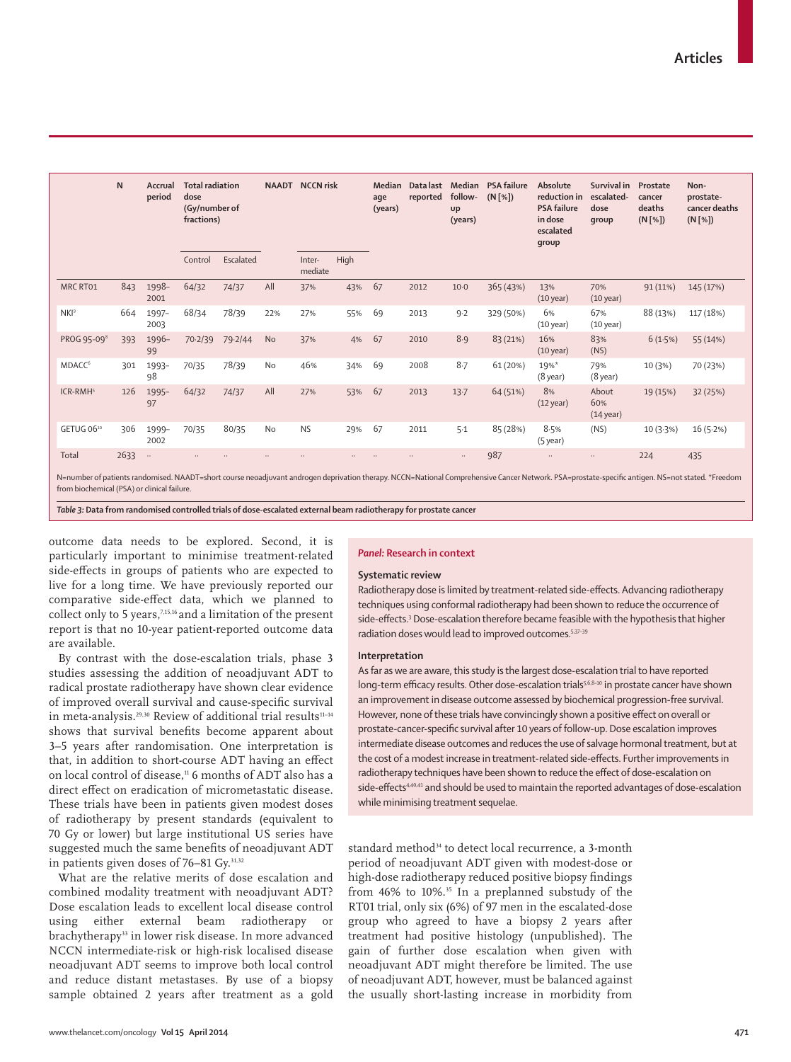| | N | Accrual period | Total radiation dose (Gy/number of fractions) | | NAADT | NCCN risk | | Median age (years) | Data last reported | Median follow-up (years) | PSA failure (N [%]) | Absolute reduction in PSA failure in dose escalated group | Survival in escalated-dose group | Prostate cancer deaths (N [%]) | Non-prostate-cancer deaths (N [%]) |
|---|---|---|---|---|---|---|---|---|---|---|---|---|---|---|---|
| | | | Control | Escalated | | Inter-mediate | High | | | | | | | | |
| MRC RT01 | 843 | 1998–2001 | 64/32 | 74/37 | All | 37% | 43% | 67 | 2012 | 10·0 | 365 (43%) | 13% (10 year) | 70% (10 year) | 91 (11%) | 145 (17%) |
| NKI[9] | 664 | 1997–2003 | 68/34 | 78/39 | 22% | 27% | 55% | 69 | 2013 | 9·2 | 329 (50%) | 6% (10 year) | 67% (10 year) | 88 (13%) | 117 (18%) |
| PROG 95-09[8] | 393 | 1996–99 | 70·2/39 | 79·2/44 | No | 37% | 4% | 67 | 2010 | 8·9 | 83 (21%) | 16% (10 year) | 83% (NS) | 6 (1·5%) | 55 (14%) |
| MDACC[6] | 301 | 1993–98 | 70/35 | 78/39 | No | 46% | 34% | 69 | 2008 | 8·7 | 61 (20%) | 19%* (8 year) | 79% (8 year) | 10 (3%) | 70 (23%) |
| ICR-RMH[5] | 126 | 1995–97 | 64/32 | 74/37 | All | 27% | 53% | 67 | 2013 | 13·7 | 64 (51%) | 8% (12 year) | About 60% (14 year) | 19 (15%) | 32 (25%) |
| GETUG 06[10] | 306 | 1999–2002 | 70/35 | 80/35 | No | NS | 29% | 67 | 2011 | 5·1 | 85 (28%) | 8·5% (5 year) | (NS) | 10 (3·3%) | 16 (5·2%) |
| Total | 2633 | .. | .. | .. | .. | .. | .. | .. | .. | .. | 987 | .. | .. | 224 | 435 |

N=number of patients randomised. NAADT=short course neoadjuvant androgen deprivation therapy. NCCN=National Comprehensive Cancer Network. PSA=prostate-specific antigen. NS=not stated. *Freedom from biochemical (PSA) or clinical failure.

*Table 3:* **Data from randomised controlled trials of dose-escalated external beam radiotherapy for prostate cancer**

outcome data needs to be explored. Second, it is particularly important to minimise treatment-related side-effects in groups of patients who are expected to live for a long time. We have previously reported our comparative side-effect data, which we planned to collect only to 5 years,[7,15,16] and a limitation of the present report is that no 10-year patient-reported outcome data are available.

By contrast with the dose-escalation trials, phase 3 studies assessing the addition of neoadjuvant ADT to radical prostate radiotherapy have shown clear evidence of improved overall survival and cause-specific survival in meta-analysis.[29,30] Review of additional trial results[11–14] shows that survival benefits become apparent about 3–5 years after randomisation. One interpretation is that, in addition to short-course ADT having an effect on local control of disease,[11] 6 months of ADT also has a direct effect on eradication of micrometastatic disease. These trials have been in patients given modest doses of radiotherapy by present standards (equivalent to 70 Gy or lower) but large institutional US series have suggested much the same benefits of neoadjuvant ADT in patients given doses of 76–81 Gy.[31,32]

What are the relative merits of dose escalation and combined modality treatment with neoadjuvant ADT? Dose escalation leads to excellent local disease control using either external beam radiotherapy or brachytherapy[33] in lower risk disease. In more advanced NCCN intermediate-risk or high-risk localised disease neoadjuvant ADT seems to improve both local control and reduce distant metastases. By use of a biopsy sample obtained 2 years after treatment as a gold standard method[34] to detect local recurrence, a 3-month period of neoadjuvant ADT given with modest-dose or high-dose radiotherapy reduced positive biopsy findings from 46% to 10%.[35] In a preplanned substudy of the RT01 trial, only six (6%) of 97 men in the escalated-dose group who agreed to have a biopsy 2 years after treatment had positive histology (unpublished). The gain of further dose escalation when given with neoadjuvant ADT might therefore be limited. The use of neoadjuvant ADT, however, must be balanced against the usually short-lasting increase in morbidity from

**Panel: Research in context**

**Systematic review**

Radiotherapy dose is limited by treatment-related side-effects. Advancing radiotherapy techniques using conformal radiotherapy had been shown to reduce the occurrence of side-effects.[3] Dose-escalation therefore became feasible with the hypothesis that higher radiation doses would lead to improved outcomes.[5,37–39]

**Interpretation**

As far as we are aware, this study is the largest dose-escalation trial to have reported long-term efficacy results. Other dose-escalation trials[5,6,8–10] in prostate cancer have shown an improvement in disease outcome assessed by biochemical progression-free survival. However, none of these trials have convincingly shown a positive effect on overall or prostate-cancer-specific survival after 10 years of follow-up. Dose escalation improves intermediate disease outcomes and reduces the use of salvage hormonal treatment, but at the cost of a modest increase in treatment-related side-effects. Further improvements in radiotherapy techniques have been shown to reduce the effect of dose-escalation on side-effects[4,40,41] and should be used to maintain the reported advantages of dose-escalation while minimising treatment sequelae.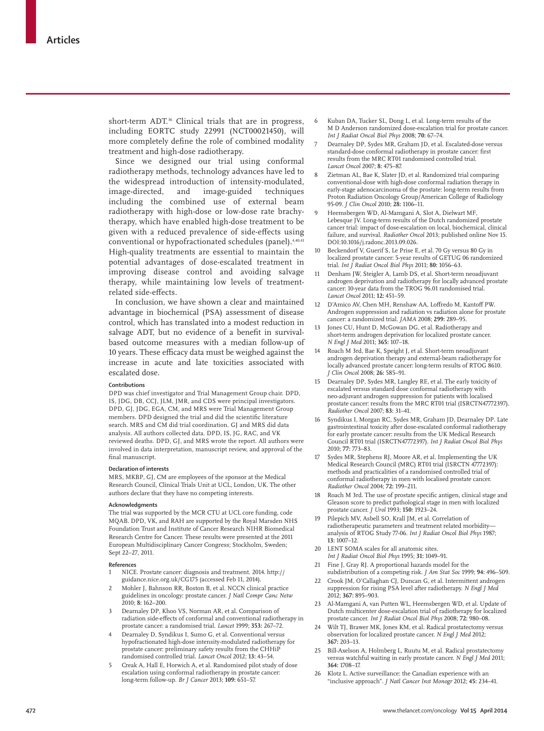short-term ADT.[36] Clinical trials that are in progress, including EORTC study 22991 (NCT00021450), will more completely define the role of combined modality treatment and high-dose radiotherapy.

Since we designed our trial using conformal radiotherapy methods, technology advances have led to the widespread introduction of intensity-modulated, image-directed, and image-guided techniques including the combined use of external beam radiotherapy with high-dose or low-dose rate brachytherapy, which have enabled high-dose treatment to be given with a reduced prevalence of side-effects using conventional or hypofractionated schedules (panel).[4,40,41] High-quality treatments are essential to maintain the potential advantages of dose-escalated treatment in improving disease control and avoiding salvage therapy, while maintaining low levels of treatment-related side-effects.

In conclusion, we have shown a clear and maintained advantage in biochemical (PSA) assessment of disease control, which has translated into a modest reduction in salvage ADT, but no evidence of a benefit in survival-based outcome measures with a median follow-up of 10 years. These efficacy data must be weighed against the increase in acute and late toxicities associated with escalated dose.

#### Contributions

DPD was chief investigator and Trial Management Group chair. DPD, IS, JDG, DB, CCJ, JLM, JMR, and CDS were principal investigators. DPD, GJ, JDG, EGA, CM, and MRS were Trial Management Group members. DPD designed the trial and did the scientific literature search. MRS and CM did trial coordination. GJ and MRS did data analysis. All authors collected data. DPD, IS, JG, RAC, and VK reviewed deaths. DPD, GJ, and MRS wrote the report. All authors were involved in data interpretation, manuscript review, and approval of the final manuscript.

#### Declaration of interests

MRS, MKBP, GJ, CM are employees of the sponsor at the Medical Research Council, Clinical Trials Unit at UCL, London, UK. The other authors declare that they have no competing interests.

#### Acknowledgments

The trial was supported by the MCR CTU at UCL core funding, code MQAB. DPD, VK, and RAH are supported by the Royal Marsden NHS Foundation Trust and Institute of Cancer Research NIHR Biomedical Research Centre for Cancer. These results were presented at the 2011 European Multidisciplinary Cancer Congress; Stockholm, Sweden; Sept 22–27, 2011.

#### References

1. NICE. Prostate cancer: diagnosis and treatment. 2014. http://guidance.nice.org.uk/CG175 (accessed Feb 11, 2014).
2. Mohler J, Bahnson RR, Boston B, et al. NCCN clinical practice guidelines in oncology: prostate cancer. *J Natl Compr Canc Netw* 2010; **8:** 162–200.
3. Dearnaley DP, Khoo VS, Norman AR, et al. Comparison of radiation side-effects of conformal and conventional radiotherapy in prostate cancer: a randomised trial. *Lancet* 1999; **353:** 267–72.
4. Dearnaley D, Syndikus I, Sumo G, et al. Conventional versus hypofractionated high-dose intensity-modulated radiotherapy for prostate cancer: preliminary safety results from the CHHiP randomised controlled trial. *Lancet Oncol* 2012; **13:** 43–54.
5. Creak A, Hall E, Horwich A, et al. Randomised pilot study of dose escalation using conformal radiotherapy in prostate cancer: long-term follow-up. *Br J Cancer* 2013; **109:** 651–57.
6. Kuban DA, Tucker SL, Dong L, et al. Long-term results of the M D Anderson randomized dose-escalation trial for prostate cancer. *Int J Radiat Oncol Biol Phys* 2008; **70:** 67–74.
7. Dearnaley DP, Sydes MR, Graham JD, et al. Escalated-dose versus standard-dose conformal radiotherapy in prostate cancer: first results from the MRC RT01 randomised controlled trial. *Lancet Oncol* 2007; **8:** 475–87.
8. Zietman AL, Bae K, Slater JD, et al. Randomized trial comparing conventional-dose with high-dose conformal radiation therapy in early-stage adenocarcinoma of the prostate: long-term results from Proton Radiation Oncology Group/American College of Radiology 95-09. *J Clin Oncol* 2010; **28:** 1106–11.
9. Heemsbergen WD, Al-Mamgani A, Slot A, Dielwart MF, Lebesque JV. Long-term results of the Dutch randomized prostate cancer trial: impact of dose-escalation on local, biochemical, clinical failure, and survival. *Radiother Oncol* 2013; published online Nov 15. DOI:10.1016/j.radonc.2013.09.026.
10. Beckendorf V, Guerif S, Le Prise E, et al. 70 Gy versus 80 Gy in localized prostate cancer: 5-year results of GETUG 06 randomized trial. *Int J Radiat Oncol Biol Phys* 2011; **80:** 1056–63.
11. Denham JW, Steigler A, Lamb DS, et al. Short-term neoadjuvant androgen deprivation and radiotherapy for locally advanced prostate cancer: 10-year data from the TROG 96.01 randomised trial. *Lancet Oncol* 2011; **12:** 451–59.
12. D'Amico AV, Chen MH, Renshaw AA, Loffredo M, Kantoff PW. Androgen suppression and radiation vs radiation alone for prostate cancer: a randomized trial. *JAMA* 2008; **299:** 289–95.
13. Jones CU, Hunt D, McGowan DG, et al. Radiotherapy and short-term androgen deprivation for localized prostate cancer. *N Engl J Med* 2011; **365:** 107–18.
14. Roach M 3rd, Bae K, Speight J, et al. Short-term neoadjuvant androgen deprivation therapy and external-beam radiotherapy for locally advanced prostate cancer: long-term results of RTOG 8610. *J Clin Oncol* 2008; **26:** 585–91.
15. Dearnaley DP, Sydes MR, Langley RE, et al. The early toxicity of escalated versus standard dose conformal radiotherapy with neo-adjuvant androgen suppression for patients with localised prostate cancer: results from the MRC RT01 trial (ISRCTN47772397). *Radiother Oncol* 2007; **83:** 31–41.
16. Syndikus I, Morgan RC, Sydes MR, Graham JD, Dearnaley DP. Late gastrointestinal toxicity after dose-escalated conformal radiotherapy for early prostate cancer: results from the UK Medical Research Council RT01 trial (ISRCTN47772397). *Int J Radiat Oncol Biol Phys* 2010; **77:** 773–83.
17. Sydes MR, Stephens RJ, Moore AR, et al. Implementing the UK Medical Research Council (MRC) RT01 trial (ISRCTN 47772397): methods and practicalities of a randomised controlled trial of conformal radiotherapy in men with localised prostate cancer. *Radiother Oncol* 2004; **72:** 199–211.
18. Roach M 3rd. The use of prostate specific antigen, clinical stage and Gleason score to predict pathological stage in men with localized prostate cancer. *J Urol* 1993; **150:** 1923–24.
19. Pilepich MV, Asbell SO, Krall JM, et al. Correlation of radiotherapeutic parameters and treatment related morbidity—analysis of RTOG Study 77-06. *Int J Radiat Oncol Biol Phys* 1987; **13:** 1007–12.
20. LENT SOMA scales for all anatomic sites. *Int J Radiat Oncol Biol Phys* 1995; **31:** 1049–91.
21. Fine J, Gray RJ. A proportional hazards model for the subdistribution of a competing risk. *J Am Stat Soc* 1999; **94:** 496–509.
22. Crook JM, O'Callaghan CJ, Duncan G, et al. Intermittent androgen suppression for rising PSA level after radiotherapy. *N Engl J Med* 2012; **367:** 895–903.
23. Al-Mamgani A, van Putten WL, Heemsbergen WD, et al. Update of Dutch multicenter dose-escalation trial of radiotherapy for localized prostate cancer. *Int J Radiat Oncol Biol Phys* 2008; **72:** 980–08.
24. Wilt TJ, Brawer MK, Jones KM, et al. Radical prostatectomy versus observation for localized prostate cancer. *N Engl J Med* 2012; **367:** 203–13.
25. Bill-Axelson A, Holmberg L, Ruutu M, et al. Radical prostatectomy versus watchful waiting in early prostate cancer. *N Engl J Med* 2011; **364:** 1708–17.
26. Klotz L. Active surveillance: the Canadian experience with an "inclusive approach". *J Natl Cancer Inst Monogr* 2012; **45:** 234–41.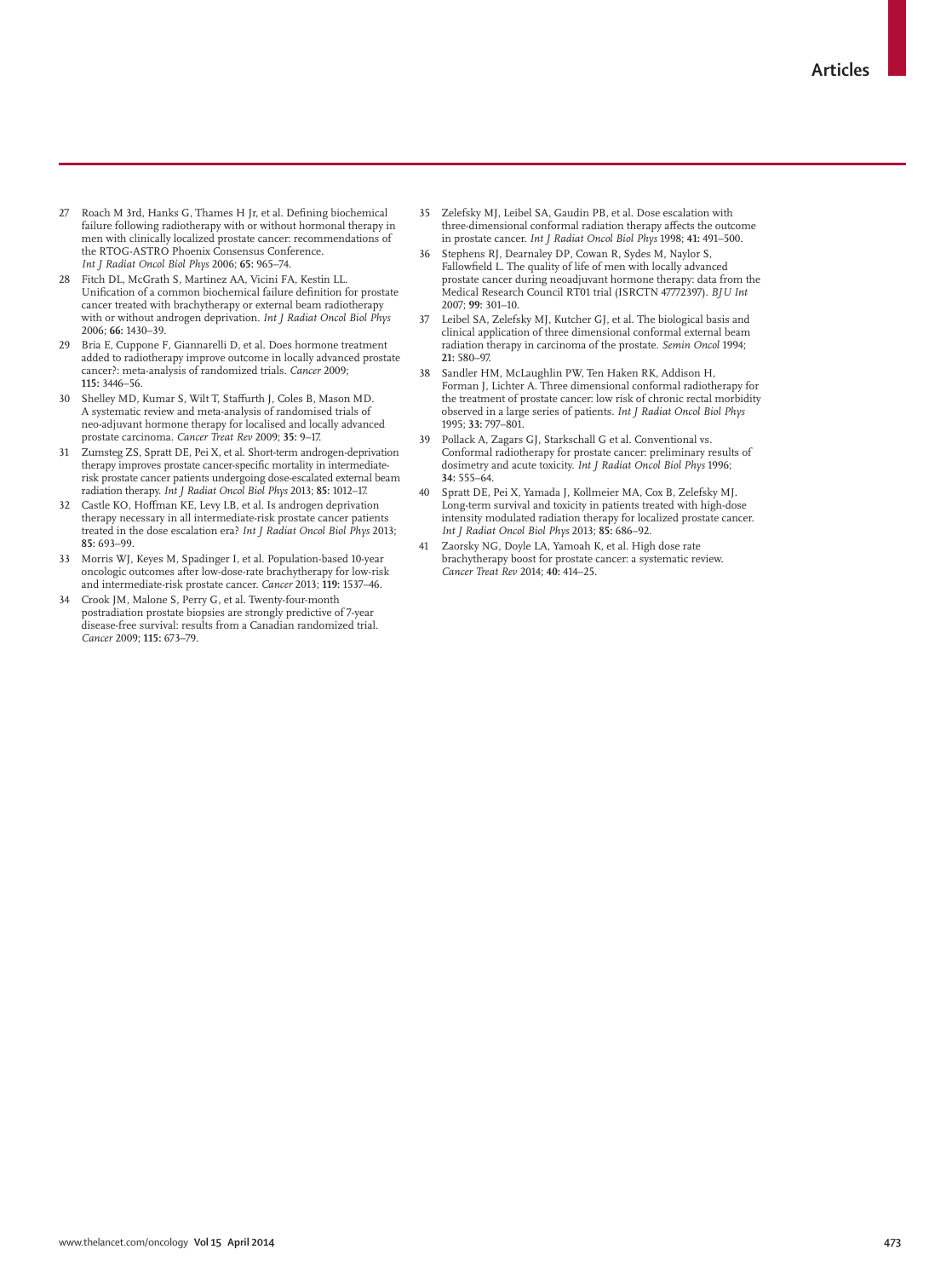27 Roach M 3rd, Hanks G, Thames H Jr, et al. Defining biochemical failure following radiotherapy with or without hormonal therapy in men with clinically localized prostate cancer: recommendations of the RTOG-ASTRO Phoenix Consensus Conference. *Int J Radiat Oncol Biol Phys* 2006; **65:** 965–74.

28 Fitch DL, McGrath S, Martinez AA, Vicini FA, Kestin LL. Unification of a common biochemical failure definition for prostate cancer treated with brachytherapy or external beam radiotherapy with or without androgen deprivation. *Int J Radiat Oncol Biol Phys* 2006; **66:** 1430–39.

29 Bria E, Cuppone F, Giannarelli D, et al. Does hormone treatment added to radiotherapy improve outcome in locally advanced prostate cancer?: meta-analysis of randomized trials. *Cancer* 2009; **115:** 3446–56.

30 Shelley MD, Kumar S, Wilt T, Staffurth J, Coles B, Mason MD. A systematic review and meta-analysis of randomised trials of neo-adjuvant hormone therapy for localised and locally advanced prostate carcinoma. *Cancer Treat Rev* 2009; **35:** 9–17.

31 Zumsteg ZS, Spratt DE, Pei X, et al. Short-term androgen-deprivation therapy improves prostate cancer-specific mortality in intermediate-risk prostate cancer patients undergoing dose-escalated external beam radiation therapy. *Int J Radiat Oncol Biol Phys* 2013; **85:** 1012–17.

32 Castle KO, Hoffman KE, Levy LB, et al. Is androgen deprivation therapy necessary in all intermediate-risk prostate cancer patients treated in the dose escalation era? *Int J Radiat Oncol Biol Phys* 2013; **85:** 693–99.

33 Morris WJ, Keyes M, Spadinger I, et al. Population-based 10-year oncologic outcomes after low-dose-rate brachytherapy for low-risk and intermediate-risk prostate cancer. *Cancer* 2013; **119:** 1537–46.

34 Crook JM, Malone S, Perry G, et al. Twenty-four-month postradiation prostate biopsies are strongly predictive of 7-year disease-free survival: results from a Canadian randomized trial. *Cancer* 2009; **115:** 673–79.

35 Zelefsky MJ, Leibel SA, Gaudin PB, et al. Dose escalation with three-dimensional conformal radiation therapy affects the outcome in prostate cancer. *Int J Radiat Oncol Biol Phys* 1998; **41:** 491–500.

36 Stephens RJ, Dearnaley DP, Cowan R, Sydes M, Naylor S, Fallowfield L. The quality of life of men with locally advanced prostate cancer during neoadjuvant hormone therapy: data from the Medical Research Council RT01 trial (ISRCTN 47772397). *BJU Int* 2007; **99:** 301–10.

37 Leibel SA, Zelefsky MJ, Kutcher GJ, et al. The biological basis and clinical application of three dimensional conformal external beam radiation therapy in carcinoma of the prostate. *Semin Oncol* 1994; **21:** 580–97.

38 Sandler HM, McLaughlin PW, Ten Haken RK, Addison H, Forman J, Lichter A. Three dimensional conformal radiotherapy for the treatment of prostate cancer: low risk of chronic rectal morbidity observed in a large series of patients. *Int J Radiat Oncol Biol Phys* 1995; **33:** 797–801.

39 Pollack A, Zagars GJ, Starkschall G et al. Conventional vs. Conformal radiotherapy for prostate cancer: preliminary results of dosimetry and acute toxicity. *Int J Radiat Oncol Biol Phys* 1996; **34:** 555–64.

40 Spratt DE, Pei X, Yamada J, Kollmeier MA, Cox B, Zelefsky MJ. Long-term survival and toxicity in patients treated with high-dose intensity modulated radiation therapy for localized prostate cancer. *Int J Radiat Oncol Biol Phys* 2013; **85:** 686–92.

41 Zaorsky NG, Doyle LA, Yamoah K, et al. High dose rate brachytherapy boost for prostate cancer: a systematic review. *Cancer Treat Rev* 2014; **40:** 414–25.